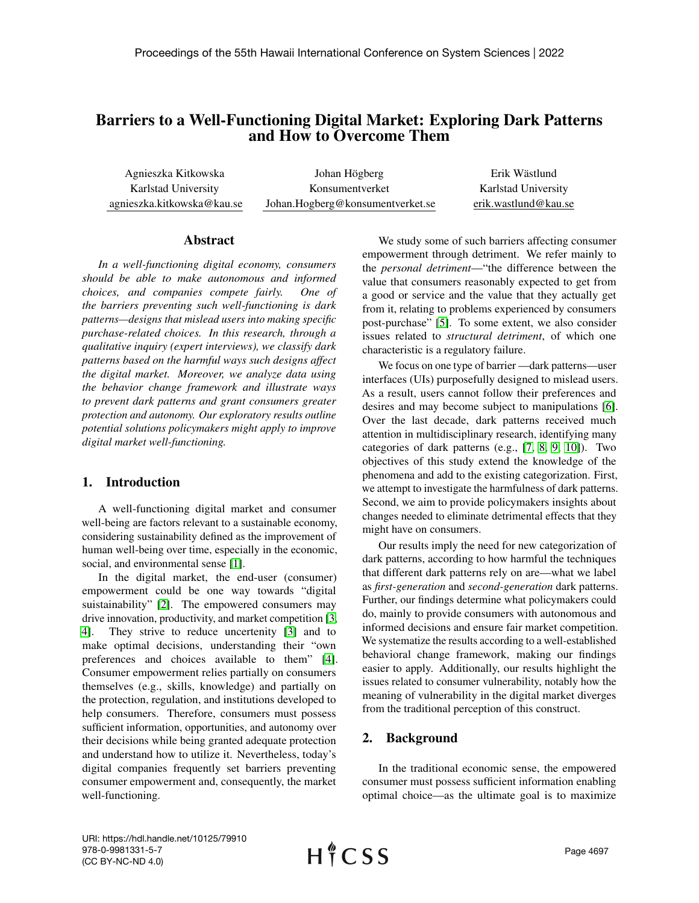# Barriers to a Well-Functioning Digital Market: Exploring Dark Patterns and How to Overcome Them

Agnieszka Kitkowska
Karlstad University
agnieszka.kitkowska@kau.se

Johan Högberg
Konsumentverket
Johan.Hogberg@konsumentverket.se

Erik Wästlund
Karlstad University
erik.wastlund@kau.se

## Abstract

*In a well-functioning digital economy, consumers should be able to make autonomous and informed choices, and companies compete fairly. One of the barriers preventing such well-functioning is dark patterns—designs that mislead users into making specific purchase-related choices. In this research, through a qualitative inquiry (expert interviews), we classify dark patterns based on the harmful ways such designs affect the digital market. Moreover, we analyze data using the behavior change framework and illustrate ways to prevent dark patterns and grant consumers greater protection and autonomy. Our exploratory results outline potential solutions policymakers might apply to improve digital market well-functioning.*

## 1. Introduction

A well-functioning digital market and consumer well-being are factors relevant to a sustainable economy, considering sustainability defined as the improvement of human well-being over time, especially in the economic, social, and environmental sense [1].

In the digital market, the end-user (consumer) empowerment could be one way towards "digital suistainability" [2]. The empowered consumers may drive innovation, productivity, and market competition [3, 4]. They strive to reduce uncertenity [3] and to make optimal decisions, understanding their "own preferences and choices available to them" [4]. Consumer empowerment relies partially on consumers themselves (e.g., skills, knowledge) and partially on the protection, regulation, and institutions developed to help consumers. Therefore, consumers must possess sufficient information, opportunities, and autonomy over their decisions while being granted adequate protection and understand how to utilize it. Nevertheless, today's digital companies frequently set barriers preventing consumer empowerment and, consequently, the market well-functioning.

We study some of such barriers affecting consumer empowerment through detriment. We refer mainly to the *personal detriment*—"the difference between the value that consumers reasonably expected to get from a good or service and the value that they actually get from it, relating to problems experienced by consumers post-purchase" [5]. To some extent, we also consider issues related to *structural detriment*, of which one characteristic is a regulatory failure.

We focus on one type of barrier —dark patterns—user interfaces (UIs) purposefully designed to mislead users. As a result, users cannot follow their preferences and desires and may become subject to manipulations [6]. Over the last decade, dark patterns received much attention in multidisciplinary research, identifying many categories of dark patterns (e.g., [7, 8, 9, 10]). Two objectives of this study extend the knowledge of the phenomena and add to the existing categorization. First, we attempt to investigate the harmfulness of dark patterns. Second, we aim to provide policymakers insights about changes needed to eliminate detrimental effects that they might have on consumers.

Our results imply the need for new categorization of dark patterns, according to how harmful the techniques that different dark patterns rely on are—what we label as *first-generation* and *second-generation* dark patterns. Further, our findings determine what policymakers could do, mainly to provide consumers with autonomous and informed decisions and ensure fair market competition. We systematize the results according to a well-established behavioral change framework, making our findings easier to apply. Additionally, our results highlight the issues related to consumer vulnerability, notably how the meaning of vulnerability in the digital market diverges from the traditional perception of this construct.

## 2. Background

In the traditional economic sense, the empowered consumer must possess sufficient information enabling optimal choice—as the ultimate goal is to maximize

URI: https://hdl.handle.net/10125/79910
978-0-9981331-5-7
(CC BY-NC-ND 4.0)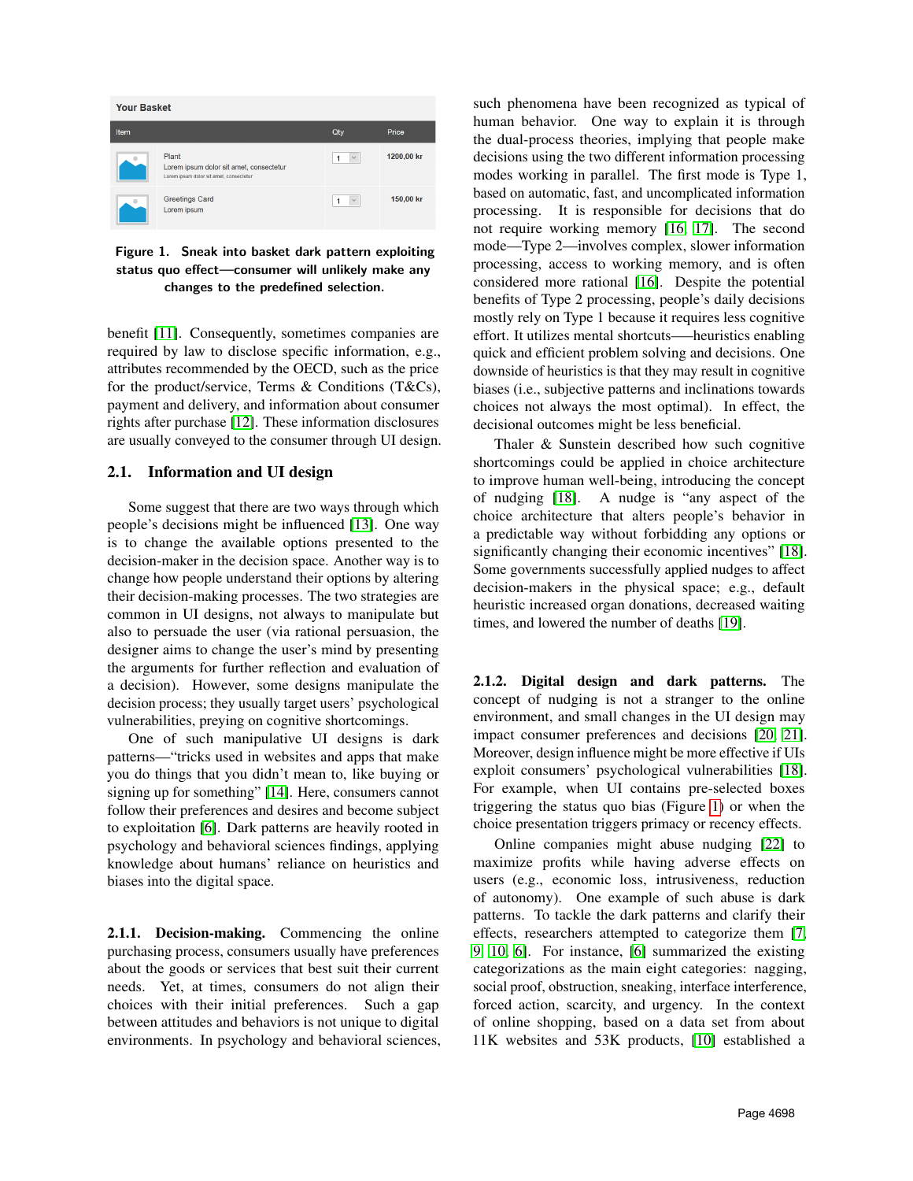Figure 1. Sneak into basket dark pattern exploiting status quo effect—consumer will unlikely make any changes to the predefined selection.

benefit [11]. Consequently, sometimes companies are required by law to disclose specific information, e.g., attributes recommended by the OECD, such as the price for the product/service, Terms & Conditions (T&Cs), payment and delivery, and information about consumer rights after purchase [12]. These information disclosures are usually conveyed to the consumer through UI design.

## 2.1. Information and UI design

Some suggest that there are two ways through which people's decisions might be influenced [13]. One way is to change the available options presented to the decision-maker in the decision space. Another way is to change how people understand their options by altering their decision-making processes. The two strategies are common in UI designs, not always to manipulate but also to persuade the user (via rational persuasion, the designer aims to change the user's mind by presenting the arguments for further reflection and evaluation of a decision). However, some designs manipulate the decision process; they usually target users' psychological vulnerabilities, preying on cognitive shortcomings.

One of such manipulative UI designs is dark patterns—"tricks used in websites and apps that make you do things that you didn't mean to, like buying or signing up for something" [14]. Here, consumers cannot follow their preferences and desires and become subject to exploitation [6]. Dark patterns are heavily rooted in psychology and behavioral sciences findings, applying knowledge about humans' reliance on heuristics and biases into the digital space.

### 2.1.1. Decision-making.

Commencing the online purchasing process, consumers usually have preferences about the goods or services that best suit their current needs. Yet, at times, consumers do not align their choices with their initial preferences. Such a gap between attitudes and behaviors is not unique to digital environments. In psychology and behavioral sciences, such phenomena have been recognized as typical of human behavior. One way to explain it is through the dual-process theories, implying that people make decisions using the two different information processing modes working in parallel. The first mode is Type 1, based on automatic, fast, and uncomplicated information processing. It is responsible for decisions that do not require working memory [16, 17]. The second mode—Type 2—involves complex, slower information processing, access to working memory, and is often considered more rational [16]. Despite the potential benefits of Type 2 processing, people's daily decisions mostly rely on Type 1 because it requires less cognitive effort. It utilizes mental shortcuts—–heuristics enabling quick and efficient problem solving and decisions. One downside of heuristics is that they may result in cognitive biases (i.e., subjective patterns and inclinations towards choices not always the most optimal). In effect, the decisional outcomes might be less beneficial.

Thaler & Sunstein described how such cognitive shortcomings could be applied in choice architecture to improve human well-being, introducing the concept of nudging [18]. A nudge is "any aspect of the choice architecture that alters people's behavior in a predictable way without forbidding any options or significantly changing their economic incentives" [18]. Some governments successfully applied nudges to affect decision-makers in the physical space; e.g., default heuristic increased organ donations, decreased waiting times, and lowered the number of deaths [19].

### 2.1.2. Digital design and dark patterns.

The concept of nudging is not a stranger to the online environment, and small changes in the UI design may impact consumer preferences and decisions [20, 21]. Moreover, design influence might be more effective if UIs exploit consumers' psychological vulnerabilities [18]. For example, when UI contains pre-selected boxes triggering the status quo bias (Figure 1) or when the choice presentation triggers primacy or recency effects.

Online companies might abuse nudging [22] to maximize profits while having adverse effects on users (e.g., economic loss, intrusiveness, reduction of autonomy). One example of such abuse is dark patterns. To tackle the dark patterns and clarify their effects, researchers attempted to categorize them [7, 9, 10, 6]. For instance, [6] summarized the existing categorizations as the main eight categories: nagging, social proof, obstruction, sneaking, interface interference, forced action, scarcity, and urgency. In the context of online shopping, based on a data set from about 11K websites and 53K products, [10] established a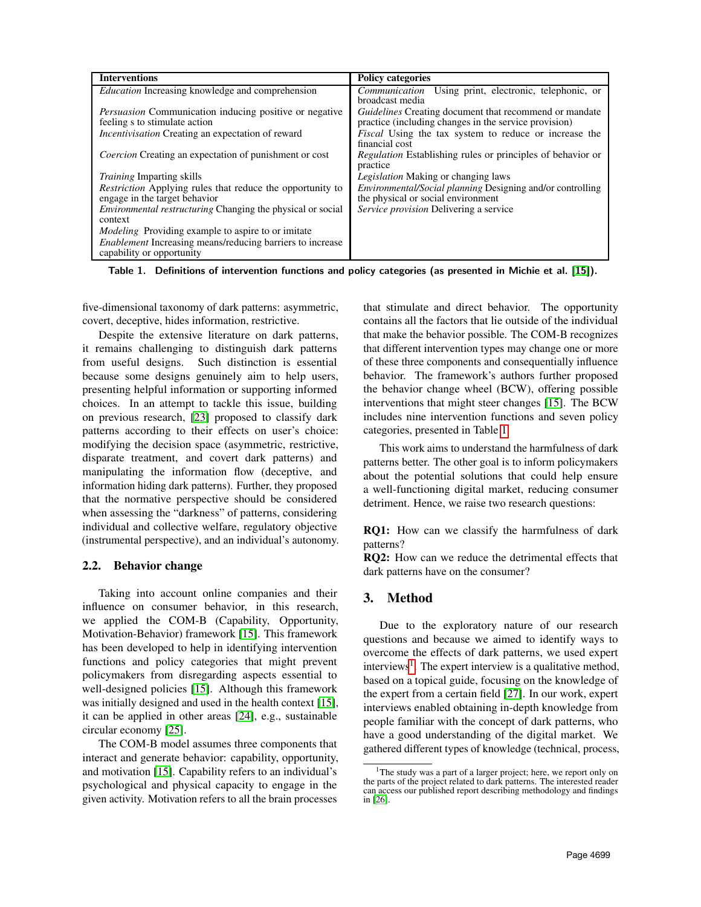| Interventions | Policy categories |
|---|---|
| *Education* Increasing knowledge and comprehension | *Communication* Using print, electronic, telephonic, or broadcast media |
| *Persuasion* Communication inducing positive or negative feeling s to stimulate action | *Guidelines* Creating document that recommend or mandate practice (including changes in the service provision) |
| *Incentivisation* Creating an expectation of reward | *Fiscal* Using the tax system to reduce or increase the financial cost |
| *Coercion* Creating an expectation of punishment or cost | *Regulation* Establishing rules or principles of behavior or practice |
| *Training* Imparting skills | *Legislation* Making or changing laws |
| *Restriction* Applying rules that reduce the opportunity to engage in the target behavior | *Environmental/Social planning* Designing and/or controlling the physical or social environment |
| *Environmental restructuring* Changing the physical or social context | *Service provision* Delivering a service |
| *Modeling* Providing example to aspire to or imitate | |
| *Enablement* Increasing means/reducing barriers to increase capability or opportunity | |

**Table 1. Definitions of intervention functions and policy categories (as presented in Michie et al. [15]).**

five-dimensional taxonomy of dark patterns: asymmetric, covert, deceptive, hides information, restrictive.

Despite the extensive literature on dark patterns, it remains challenging to distinguish dark patterns from useful designs. Such distinction is essential because some designs genuinely aim to help users, presenting helpful information or supporting informed choices. In an attempt to tackle this issue, building on previous research, [23] proposed to classify dark patterns according to their effects on user's choice: modifying the decision space (asymmetric, restrictive, disparate treatment, and covert dark patterns) and manipulating the information flow (deceptive, and information hiding dark patterns). Further, they proposed that the normative perspective should be considered when assessing the "darkness" of patterns, considering individual and collective welfare, regulatory objective (instrumental perspective), and an individual's autonomy.

### 2.2. Behavior change

Taking into account online companies and their influence on consumer behavior, in this research, we applied the COM-B (Capability, Opportunity, Motivation-Behavior) framework [15]. This framework has been developed to help in identifying intervention functions and policy categories that might prevent policymakers from disregarding aspects essential to well-designed policies [15]. Although this framework was initially designed and used in the health context [15], it can be applied in other areas [24], e.g., sustainable circular economy [25].

The COM-B model assumes three components that interact and generate behavior: capability, opportunity, and motivation [15]. Capability refers to an individual's psychological and physical capacity to engage in the given activity. Motivation refers to all the brain processes that stimulate and direct behavior. The opportunity contains all the factors that lie outside of the individual that make the behavior possible. The COM-B recognizes that different intervention types may change one or more of these three components and consequentially influence behavior. The framework's authors further proposed the behavior change wheel (BCW), offering possible interventions that might steer changes [15]. The BCW includes nine intervention functions and seven policy categories, presented in Table 1.

This work aims to understand the harmfulness of dark patterns better. The other goal is to inform policymakers about the potential solutions that could help ensure a well-functioning digital market, reducing consumer detriment. Hence, we raise two research questions:

**RQ1:** How can we classify the harmfulness of dark patterns?
**RQ2:** How can we reduce the detrimental effects that dark patterns have on the consumer?

## 3. Method

Due to the exploratory nature of our research questions and because we aimed to identify ways to overcome the effects of dark patterns, we used expert interviews[1]. The expert interview is a qualitative method, based on a topical guide, focusing on the knowledge of the expert from a certain field [27]. In our work, expert interviews enabled obtaining in-depth knowledge from people familiar with the concept of dark patterns, who have a good understanding of the digital market. We gathered different types of knowledge (technical, process,

[1] The study was a part of a larger project; here, we report only on the parts of the project related to dark patterns. The interested reader can access our published report describing methodology and findings in [26].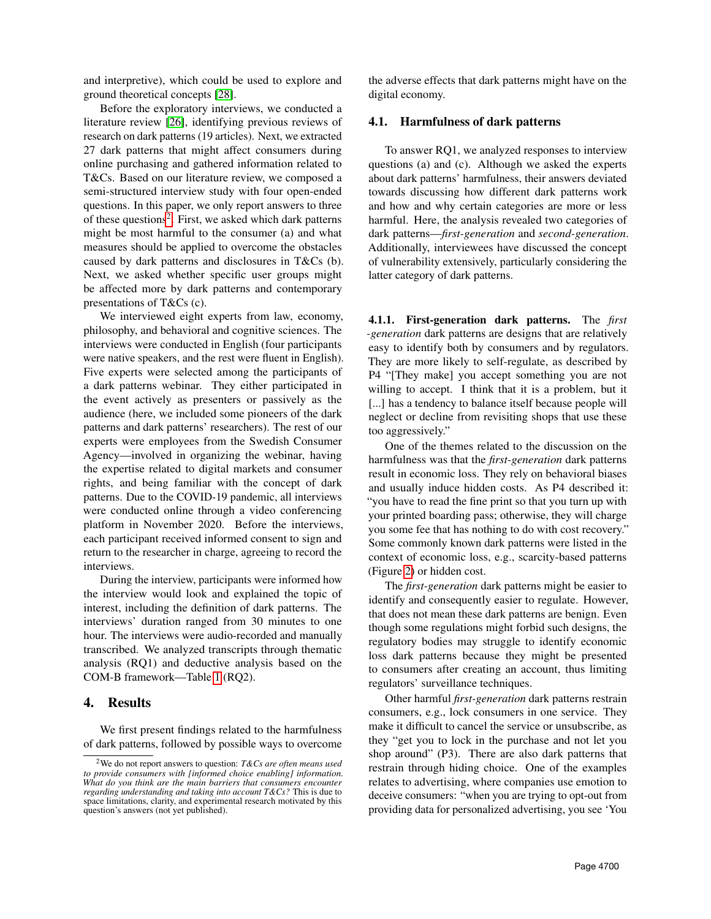and interpretive), which could be used to explore and ground theoretical concepts [28].

Before the exploratory interviews, we conducted a literature review [26], identifying previous reviews of research on dark patterns (19 articles). Next, we extracted 27 dark patterns that might affect consumers during online purchasing and gathered information related to T&Cs. Based on our literature review, we composed a semi-structured interview study with four open-ended questions. In this paper, we only report answers to three of these questions[2]. First, we asked which dark patterns might be most harmful to the consumer (a) and what measures should be applied to overcome the obstacles caused by dark patterns and disclosures in T&Cs (b). Next, we asked whether specific user groups might be affected more by dark patterns and contemporary presentations of T&Cs (c).

We interviewed eight experts from law, economy, philosophy, and behavioral and cognitive sciences. The interviews were conducted in English (four participants were native speakers, and the rest were fluent in English). Five experts were selected among the participants of a dark patterns webinar. They either participated in the event actively as presenters or passively as the audience (here, we included some pioneers of the dark patterns and dark patterns' researchers). The rest of our experts were employees from the Swedish Consumer Agency—involved in organizing the webinar, having the expertise related to digital markets and consumer rights, and being familiar with the concept of dark patterns. Due to the COVID-19 pandemic, all interviews were conducted online through a video conferencing platform in November 2020. Before the interviews, each participant received informed consent to sign and return to the researcher in charge, agreeing to record the interviews.

During the interview, participants were informed how the interview would look and explained the topic of interest, including the definition of dark patterns. The interviews' duration ranged from 30 minutes to one hour. The interviews were audio-recorded and manually transcribed. We analyzed transcripts through thematic analysis (RQ1) and deductive analysis based on the COM-B framework—Table 1 (RQ2).

# 4. Results

We first present findings related to the harmfulness of dark patterns, followed by possible ways to overcome the adverse effects that dark patterns might have on the digital economy.

## 4.1. Harmfulness of dark patterns

To answer RQ1, we analyzed responses to interview questions (a) and (c). Although we asked the experts about dark patterns' harmfulness, their answers deviated towards discussing how different dark patterns work and how and why certain categories are more or less harmful. Here, the analysis revealed two categories of dark patterns—*first-generation* and *second-generation*. Additionally, interviewees have discussed the concept of vulnerability extensively, particularly considering the latter category of dark patterns.

### 4.1.1. First-generation dark patterns.

The *first -generation* dark patterns are designs that are relatively easy to identify both by consumers and by regulators. They are more likely to self-regulate, as described by P4 "[They make] you accept something you are not willing to accept. I think that it is a problem, but it [...] has a tendency to balance itself because people will neglect or decline from revisiting shops that use these too aggressively."

One of the themes related to the discussion on the harmfulness was that the *first-generation* dark patterns result in economic loss. They rely on behavioral biases and usually induce hidden costs. As P4 described it: "you have to read the fine print so that you turn up with your printed boarding pass; otherwise, they will charge you some fee that has nothing to do with cost recovery." Some commonly known dark patterns were listed in the context of economic loss, e.g., scarcity-based patterns (Figure 2) or hidden cost.

The *first-generation* dark patterns might be easier to identify and consequently easier to regulate. However, that does not mean these dark patterns are benign. Even though some regulations might forbid such designs, the regulatory bodies may struggle to identify economic loss dark patterns because they might be presented to consumers after creating an account, thus limiting regulators' surveillance techniques.

Other harmful *first-generation* dark patterns restrain consumers, e.g., lock consumers in one service. They make it difficult to cancel the service or unsubscribe, as they "get you to lock in the purchase and not let you shop around" (P3). There are also dark patterns that restrain through hiding choice. One of the examples relates to advertising, where companies use emotion to deceive consumers: "when you are trying to opt-out from providing data for personalized advertising, you see 'You

[2] We do not report answers to question: *T&Cs are often means used to provide consumers with [informed choice enabling] information. What do you think are the main barriers that consumers encounter regarding understanding and taking into account T&Cs?* This is due to space limitations, clarity, and experimental research motivated by this question's answers (not yet published).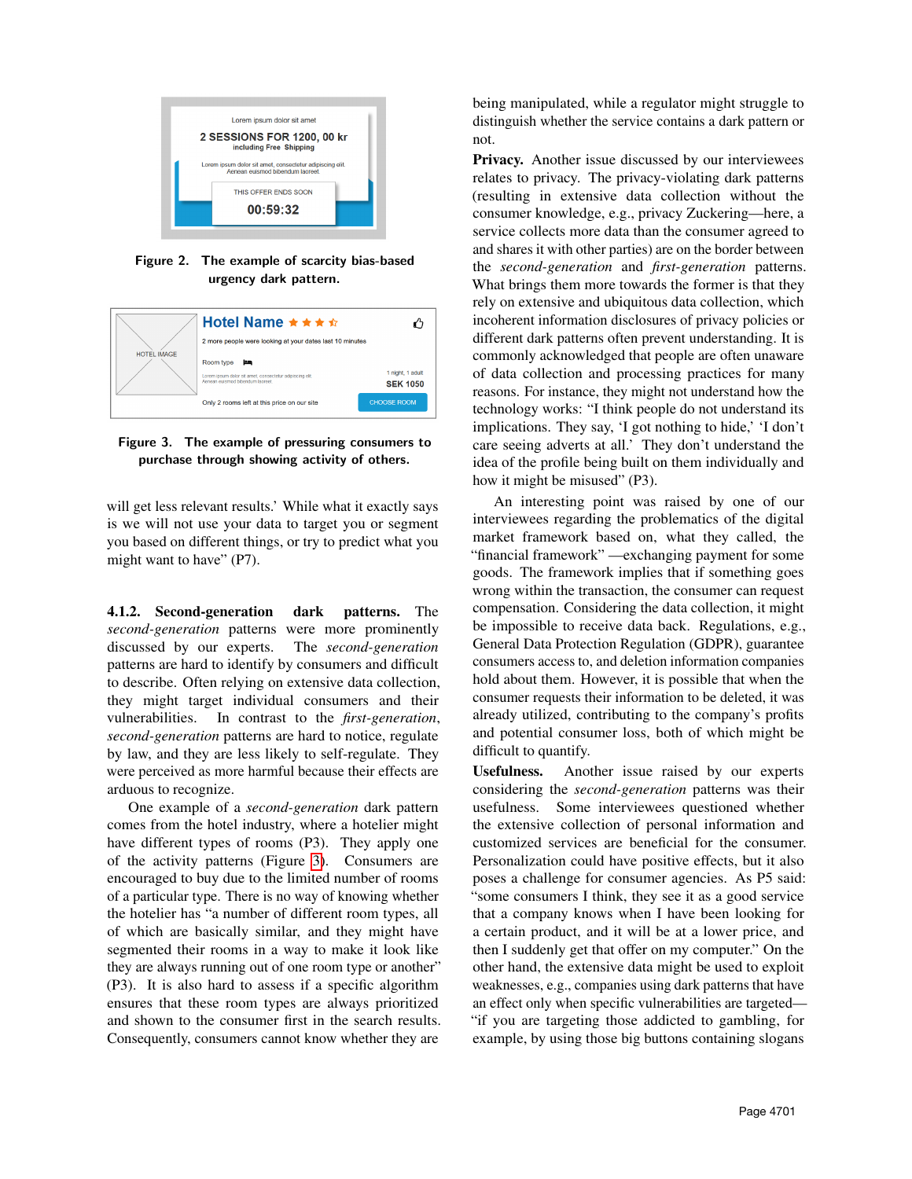Figure 2. The example of scarcity bias-based urgency dark pattern.

Figure 3. The example of pressuring consumers to purchase through showing activity of others.

will get less relevant results.' While what it exactly says is we will not use your data to target you or segment you based on different things, or try to predict what you might want to have" (P7).

#### 4.1.2. Second-generation dark patterns.

The *second-generation* patterns were more prominently discussed by our experts. The *second-generation* patterns are hard to identify by consumers and difficult to describe. Often relying on extensive data collection, they might target individual consumers and their vulnerabilities. In contrast to the *first-generation*, *second-generation* patterns are hard to notice, regulate by law, and they are less likely to self-regulate. They were perceived as more harmful because their effects are arduous to recognize.

One example of a *second-generation* dark pattern comes from the hotel industry, where a hotelier might have different types of rooms (P3). They apply one of the activity patterns (Figure 3). Consumers are encouraged to buy due to the limited number of rooms of a particular type. There is no way of knowing whether the hotelier has "a number of different room types, all of which are basically similar, and they might have segmented their rooms in a way to make it look like they are always running out of one room type or another" (P3). It is also hard to assess if a specific algorithm ensures that these room types are always prioritized and shown to the consumer first in the search results. Consequently, consumers cannot know whether they are being manipulated, while a regulator might struggle to distinguish whether the service contains a dark pattern or not.

**Privacy.** Another issue discussed by our interviewees relates to privacy. The privacy-violating dark patterns (resulting in extensive data collection without the consumer knowledge, e.g., privacy Zuckering—here, a service collects more data than the consumer agreed to and shares it with other parties) are on the border between the *second-generation* and *first-generation* patterns. What brings them more towards the former is that they rely on extensive and ubiquitous data collection, which incoherent information disclosures of privacy policies or different dark patterns often prevent understanding. It is commonly acknowledged that people are often unaware of data collection and processing practices for many reasons. For instance, they might not understand how the technology works: "I think people do not understand its implications. They say, 'I got nothing to hide,' 'I don't care seeing adverts at all.' They don't understand the idea of the profile being built on them individually and how it might be misused" (P3).

An interesting point was raised by one of our interviewees regarding the problematics of the digital market framework based on, what they called, the "financial framework" —exchanging payment for some goods. The framework implies that if something goes wrong within the transaction, the consumer can request compensation. Considering the data collection, it might be impossible to receive data back. Regulations, e.g., General Data Protection Regulation (GDPR), guarantee consumers access to, and deletion information companies hold about them. However, it is possible that when the consumer requests their information to be deleted, it was already utilized, contributing to the company's profits and potential consumer loss, both of which might be difficult to quantify.

**Usefulness.** Another issue raised by our experts considering the *second-generation* patterns was their usefulness. Some interviewees questioned whether the extensive collection of personal information and customized services are beneficial for the consumer. Personalization could have positive effects, but it also poses a challenge for consumer agencies. As P5 said: "some consumers I think, they see it as a good service that a company knows when I have been looking for a certain product, and it will be at a lower price, and then I suddenly get that offer on my computer." On the other hand, the extensive data might be used to exploit weaknesses, e.g., companies using dark patterns that have an effect only when specific vulnerabilities are targeted—"if you are targeting those addicted to gambling, for example, by using those big buttons containing slogans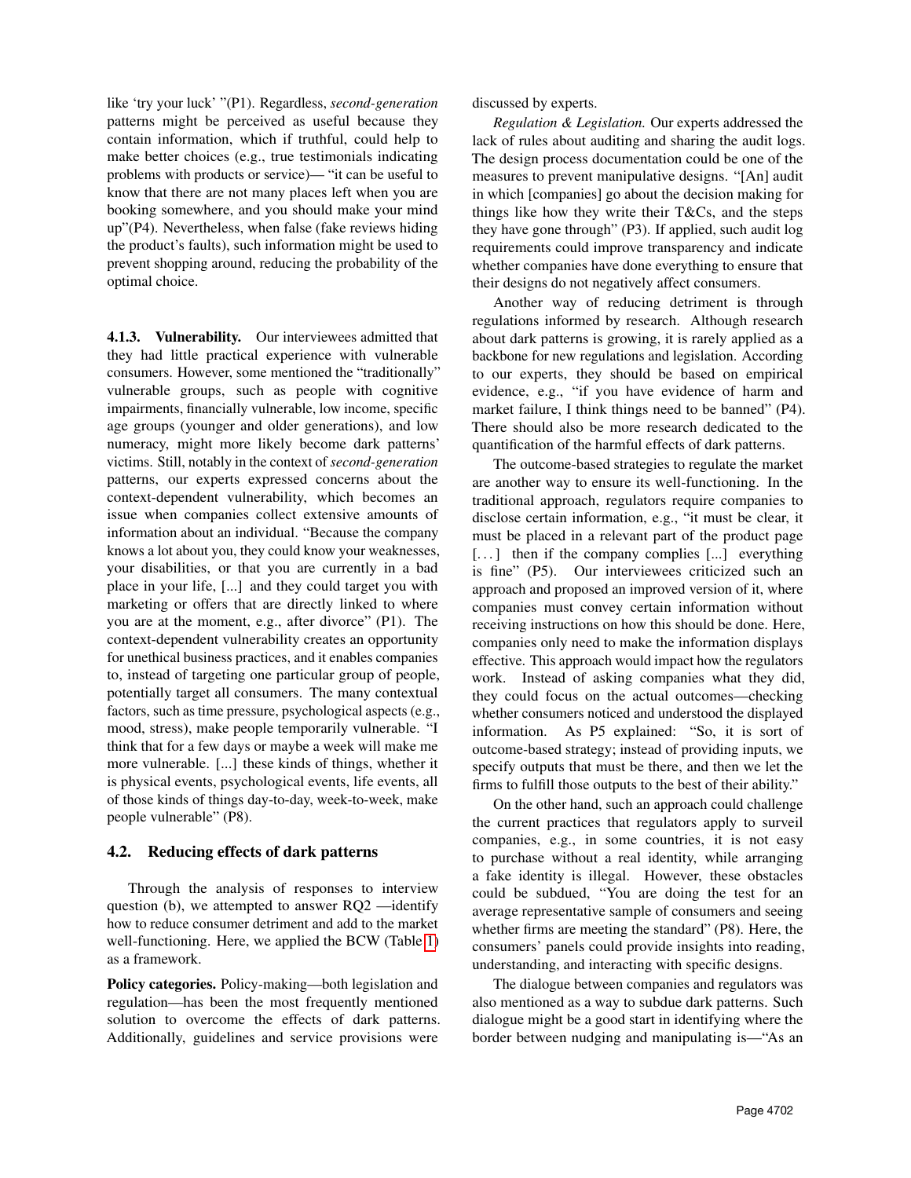like 'try your luck' "(P1). Regardless, *second-generation* patterns might be perceived as useful because they contain information, which if truthful, could help to make better choices (e.g., true testimonials indicating problems with products or service)— "it can be useful to know that there are not many places left when you are booking somewhere, and you should make your mind up"(P4). Nevertheless, when false (fake reviews hiding the product's faults), such information might be used to prevent shopping around, reducing the probability of the optimal choice.

**4.1.3. Vulnerability.** Our interviewees admitted that they had little practical experience with vulnerable consumers. However, some mentioned the "traditionally" vulnerable groups, such as people with cognitive impairments, financially vulnerable, low income, specific age groups (younger and older generations), and low numeracy, might more likely become dark patterns' victims. Still, notably in the context of *second-generation* patterns, our experts expressed concerns about the context-dependent vulnerability, which becomes an issue when companies collect extensive amounts of information about an individual. "Because the company knows a lot about you, they could know your weaknesses, your disabilities, or that you are currently in a bad place in your life, [...] and they could target you with marketing or offers that are directly linked to where you are at the moment, e.g., after divorce" (P1). The context-dependent vulnerability creates an opportunity for unethical business practices, and it enables companies to, instead of targeting one particular group of people, potentially target all consumers. The many contextual factors, such as time pressure, psychological aspects (e.g., mood, stress), make people temporarily vulnerable. "I think that for a few days or maybe a week will make me more vulnerable. [...] these kinds of things, whether it is physical events, psychological events, life events, all of those kinds of things day-to-day, week-to-week, make people vulnerable" (P8).

## 4.2. Reducing effects of dark patterns

Through the analysis of responses to interview question (b), we attempted to answer RQ2 —identify how to reduce consumer detriment and add to the market well-functioning. Here, we applied the BCW (Table 1) as a framework.

**Policy categories.** Policy-making—both legislation and regulation—has been the most frequently mentioned solution to overcome the effects of dark patterns. Additionally, guidelines and service provisions were discussed by experts.

*Regulation & Legislation.* Our experts addressed the lack of rules about auditing and sharing the audit logs. The design process documentation could be one of the measures to prevent manipulative designs. "[An] audit in which [companies] go about the decision making for things like how they write their T&Cs, and the steps they have gone through" (P3). If applied, such audit log requirements could improve transparency and indicate whether companies have done everything to ensure that their designs do not negatively affect consumers.

Another way of reducing detriment is through regulations informed by research. Although research about dark patterns is growing, it is rarely applied as a backbone for new regulations and legislation. According to our experts, they should be based on empirical evidence, e.g., "if you have evidence of harm and market failure, I think things need to be banned" (P4). There should also be more research dedicated to the quantification of the harmful effects of dark patterns.

The outcome-based strategies to regulate the market are another way to ensure its well-functioning. In the traditional approach, regulators require companies to disclose certain information, e.g., "it must be clear, it must be placed in a relevant part of the product page [...] then if the company complies [...] everything is fine" (P5). Our interviewees criticized such an approach and proposed an improved version of it, where companies must convey certain information without receiving instructions on how this should be done. Here, companies only need to make the information displays effective. This approach would impact how the regulators work. Instead of asking companies what they did, they could focus on the actual outcomes—checking whether consumers noticed and understood the displayed information. As P5 explained: "So, it is sort of outcome-based strategy; instead of providing inputs, we specify outputs that must be there, and then we let the firms to fulfill those outputs to the best of their ability."

On the other hand, such an approach could challenge the current practices that regulators apply to surveil companies, e.g., in some countries, it is not easy to purchase without a real identity, while arranging a fake identity is illegal. However, these obstacles could be subdued, "You are doing the test for an average representative sample of consumers and seeing whether firms are meeting the standard" (P8). Here, the consumers' panels could provide insights into reading, understanding, and interacting with specific designs.

The dialogue between companies and regulators was also mentioned as a way to subdue dark patterns. Such dialogue might be a good start in identifying where the border between nudging and manipulating is—"As an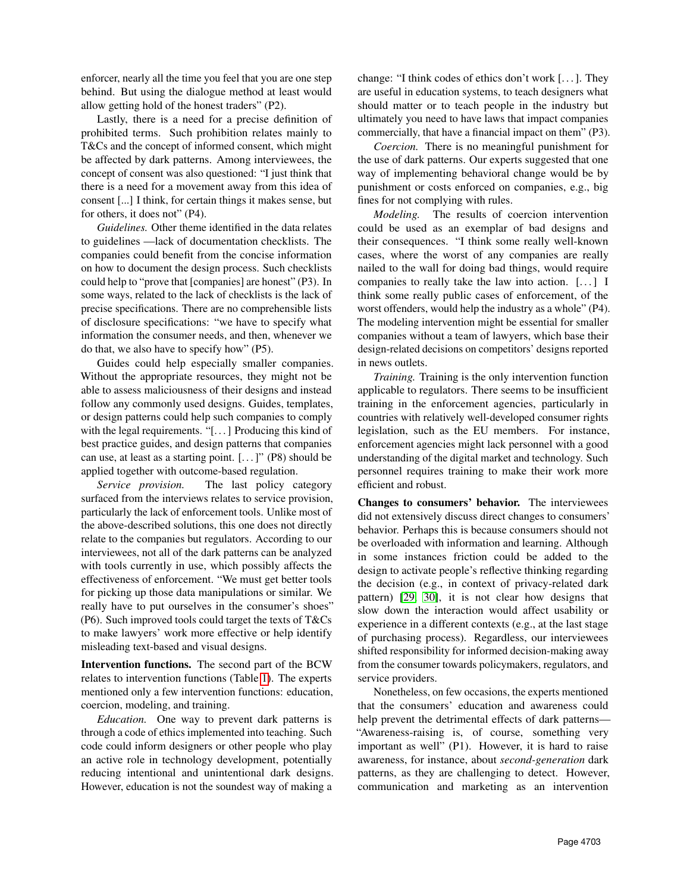enforcer, nearly all the time you feel that you are one step behind. But using the dialogue method at least would allow getting hold of the honest traders" (P2).

Lastly, there is a need for a precise definition of prohibited terms. Such prohibition relates mainly to T&Cs and the concept of informed consent, which might be affected by dark patterns. Among interviewees, the concept of consent was also questioned: "I just think that there is a need for a movement away from this idea of consent [...] I think, for certain things it makes sense, but for others, it does not" (P4).

*Guidelines.* Other theme identified in the data relates to guidelines —lack of documentation checklists. The companies could benefit from the concise information on how to document the design process. Such checklists could help to "prove that [companies] are honest" (P3). In some ways, related to the lack of checklists is the lack of precise specifications. There are no comprehensible lists of disclosure specifications: "we have to specify what information the consumer needs, and then, whenever we do that, we also have to specify how" (P5).

Guides could help especially smaller companies. Without the appropriate resources, they might not be able to assess maliciousness of their designs and instead follow any commonly used designs. Guides, templates, or design patterns could help such companies to comply with the legal requirements. "[...] Producing this kind of best practice guides, and design patterns that companies can use, at least as a starting point. [...]" (P8) should be applied together with outcome-based regulation.

*Service provision.* The last policy category surfaced from the interviews relates to service provision, particularly the lack of enforcement tools. Unlike most of the above-described solutions, this one does not directly relate to the companies but regulators. According to our interviewees, not all of the dark patterns can be analyzed with tools currently in use, which possibly affects the effectiveness of enforcement. "We must get better tools for picking up those data manipulations or similar. We really have to put ourselves in the consumer's shoes" (P6). Such improved tools could target the texts of T&Cs to make lawyers' work more effective or help identify misleading text-based and visual designs.

**Intervention functions.** The second part of the BCW relates to intervention functions (Table 1). The experts mentioned only a few intervention functions: education, coercion, modeling, and training.

*Education.* One way to prevent dark patterns is through a code of ethics implemented into teaching. Such code could inform designers or other people who play an active role in technology development, potentially reducing intentional and unintentional dark designs. However, education is not the soundest way of making a change: "I think codes of ethics don't work [...]. They are useful in education systems, to teach designers what should matter or to teach people in the industry but ultimately you need to have laws that impact companies commercially, that have a financial impact on them" (P3).

*Coercion.* There is no meaningful punishment for the use of dark patterns. Our experts suggested that one way of implementing behavioral change would be by punishment or costs enforced on companies, e.g., big fines for not complying with rules.

*Modeling.* The results of coercion intervention could be used as an exemplar of bad designs and their consequences. "I think some really well-known cases, where the worst of any companies are really nailed to the wall for doing bad things, would require companies to really take the law into action. [...] I think some really public cases of enforcement, of the worst offenders, would help the industry as a whole" (P4). The modeling intervention might be essential for smaller companies without a team of lawyers, which base their design-related decisions on competitors' designs reported in news outlets.

*Training.* Training is the only intervention function applicable to regulators. There seems to be insufficient training in the enforcement agencies, particularly in countries with relatively well-developed consumer rights legislation, such as the EU members. For instance, enforcement agencies might lack personnel with a good understanding of the digital market and technology. Such personnel requires training to make their work more efficient and robust.

**Changes to consumers' behavior.** The interviewees did not extensively discuss direct changes to consumers' behavior. Perhaps this is because consumers should not be overloaded with information and learning. Although in some instances friction could be added to the design to activate people's reflective thinking regarding the decision (e.g., in context of privacy-related dark pattern) [29, 30], it is not clear how designs that slow down the interaction would affect usability or experience in a different contexts (e.g., at the last stage of purchasing process). Regardless, our interviewees shifted responsibility for informed decision-making away from the consumer towards policymakers, regulators, and service providers.

Nonetheless, on few occasions, the experts mentioned that the consumers' education and awareness could help prevent the detrimental effects of dark patterns—"Awareness-raising is, of course, something very important as well" (P1). However, it is hard to raise awareness, for instance, about *second-generation* dark patterns, as they are challenging to detect. However, communication and marketing as an intervention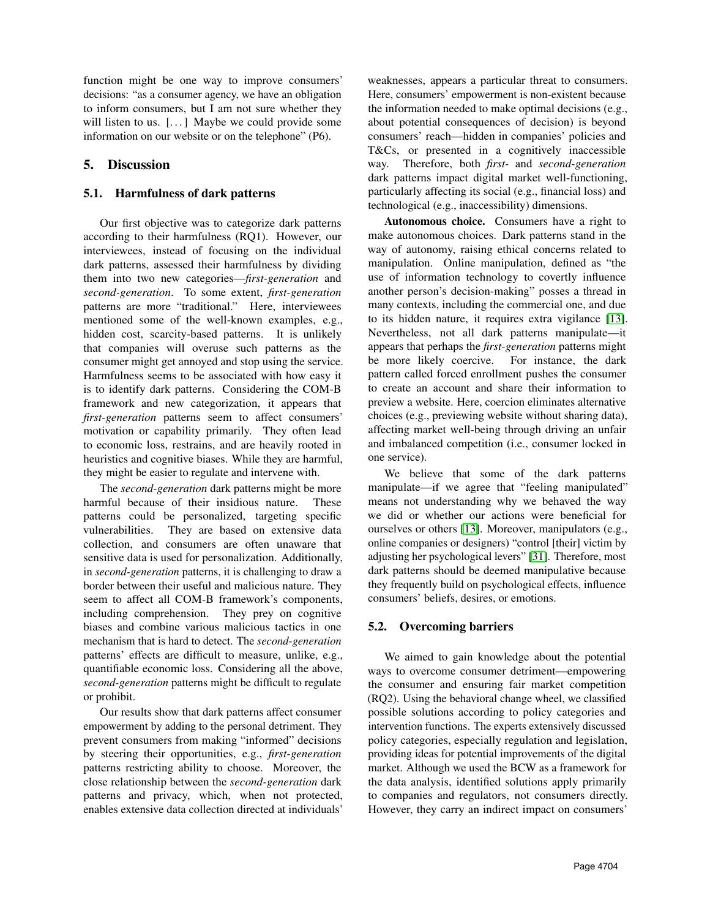function might be one way to improve consumers' decisions: "as a consumer agency, we have an obligation to inform consumers, but I am not sure whether they will listen to us. [. . . ] Maybe we could provide some information on our website or on the telephone" (P6).

## 5. Discussion

### 5.1. Harmfulness of dark patterns

Our first objective was to categorize dark patterns according to their harmfulness (RQ1). However, our interviewees, instead of focusing on the individual dark patterns, assessed their harmfulness by dividing them into two new categories—*first-generation* and *second-generation*. To some extent, *first-generation* patterns are more "traditional." Here, interviewees mentioned some of the well-known examples, e.g., hidden cost, scarcity-based patterns. It is unlikely that companies will overuse such patterns as the consumer might get annoyed and stop using the service. Harmfulness seems to be associated with how easy it is to identify dark patterns. Considering the COM-B framework and new categorization, it appears that *first-generation* patterns seem to affect consumers' motivation or capability primarily. They often lead to economic loss, restrains, and are heavily rooted in heuristics and cognitive biases. While they are harmful, they might be easier to regulate and intervene with.

The *second-generation* dark patterns might be more harmful because of their insidious nature. These patterns could be personalized, targeting specific vulnerabilities. They are based on extensive data collection, and consumers are often unaware that sensitive data is used for personalization. Additionally, in *second-generation* patterns, it is challenging to draw a border between their useful and malicious nature. They seem to affect all COM-B framework's components, including comprehension. They prey on cognitive biases and combine various malicious tactics in one mechanism that is hard to detect. The *second-generation* patterns' effects are difficult to measure, unlike, e.g., quantifiable economic loss. Considering all the above, *second-generation* patterns might be difficult to regulate or prohibit.

Our results show that dark patterns affect consumer empowerment by adding to the personal detriment. They prevent consumers from making "informed" decisions by steering their opportunities, e.g., *first-generation* patterns restricting ability to choose. Moreover, the close relationship between the *second-generation* dark patterns and privacy, which, when not protected, enables extensive data collection directed at individuals' weaknesses, appears a particular threat to consumers. Here, consumers' empowerment is non-existent because the information needed to make optimal decisions (e.g., about potential consequences of decision) is beyond consumers' reach—hidden in companies' policies and T&Cs, or presented in a cognitively inaccessible way. Therefore, both *first-* and *second-generation* dark patterns impact digital market well-functioning, particularly affecting its social (e.g., financial loss) and technological (e.g., inaccessibility) dimensions.

**Autonomous choice.** Consumers have a right to make autonomous choices. Dark patterns stand in the way of autonomy, raising ethical concerns related to manipulation. Online manipulation, defined as "the use of information technology to covertly influence another person's decision-making" posses a thread in many contexts, including the commercial one, and due to its hidden nature, it requires extra vigilance [13]. Nevertheless, not all dark patterns manipulate—it appears that perhaps the *first-generation* patterns might be more likely coercive. For instance, the dark pattern called forced enrollment pushes the consumer to create an account and share their information to preview a website. Here, coercion eliminates alternative choices (e.g., previewing website without sharing data), affecting market well-being through driving an unfair and imbalanced competition (i.e., consumer locked in one service).

We believe that some of the dark patterns manipulate—if we agree that "feeling manipulated" means not understanding why we behaved the way we did or whether our actions were beneficial for ourselves or others [13]. Moreover, manipulators (e.g., online companies or designers) "control [their] victim by adjusting her psychological levers" [31]. Therefore, most dark patterns should be deemed manipulative because they frequently build on psychological effects, influence consumers' beliefs, desires, or emotions.

### 5.2. Overcoming barriers

We aimed to gain knowledge about the potential ways to overcome consumer detriment—empowering the consumer and ensuring fair market competition (RQ2). Using the behavioral change wheel, we classified possible solutions according to policy categories and intervention functions. The experts extensively discussed policy categories, especially regulation and legislation, providing ideas for potential improvements of the digital market. Although we used the BCW as a framework for the data analysis, identified solutions apply primarily to companies and regulators, not consumers directly. However, they carry an indirect impact on consumers'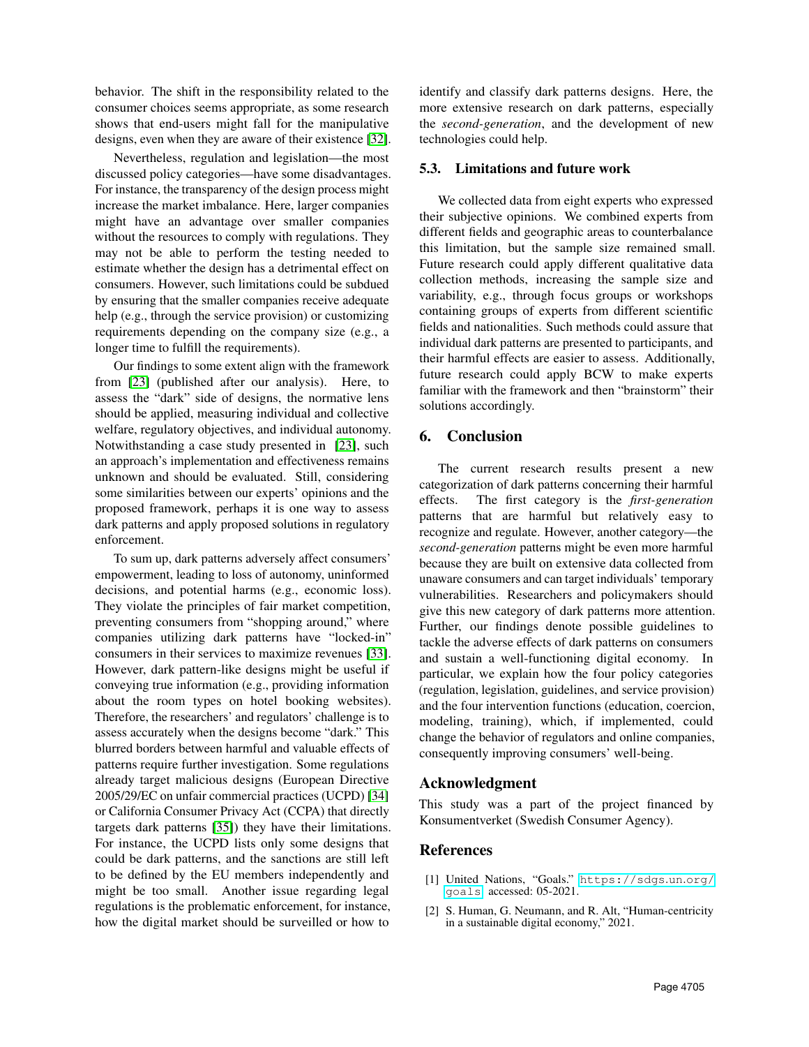behavior. The shift in the responsibility related to the consumer choices seems appropriate, as some research shows that end-users might fall for the manipulative designs, even when they are aware of their existence [32].

Nevertheless, regulation and legislation—the most discussed policy categories—have some disadvantages. For instance, the transparency of the design process might increase the market imbalance. Here, larger companies might have an advantage over smaller companies without the resources to comply with regulations. They may not be able to perform the testing needed to estimate whether the design has a detrimental effect on consumers. However, such limitations could be subdued by ensuring that the smaller companies receive adequate help (e.g., through the service provision) or customizing requirements depending on the company size (e.g., a longer time to fulfill the requirements).

Our findings to some extent align with the framework from [23] (published after our analysis). Here, to assess the "dark" side of designs, the normative lens should be applied, measuring individual and collective welfare, regulatory objectives, and individual autonomy. Notwithstanding a case study presented in [23], such an approach's implementation and effectiveness remains unknown and should be evaluated. Still, considering some similarities between our experts' opinions and the proposed framework, perhaps it is one way to assess dark patterns and apply proposed solutions in regulatory enforcement.

To sum up, dark patterns adversely affect consumers' empowerment, leading to loss of autonomy, uninformed decisions, and potential harms (e.g., economic loss). They violate the principles of fair market competition, preventing consumers from "shopping around," where companies utilizing dark patterns have "locked-in" consumers in their services to maximize revenues [33]. However, dark pattern-like designs might be useful if conveying true information (e.g., providing information about the room types on hotel booking websites). Therefore, the researchers' and regulators' challenge is to assess accurately when the designs become "dark." This blurred borders between harmful and valuable effects of patterns require further investigation. Some regulations already target malicious designs (European Directive 2005/29/EC on unfair commercial practices (UCPD) [34] or California Consumer Privacy Act (CCPA) that directly targets dark patterns [35]) they have their limitations. For instance, the UCPD lists only some designs that could be dark patterns, and the sanctions are still left to be defined by the EU members independently and might be too small. Another issue regarding legal regulations is the problematic enforcement, for instance, how the digital market should be surveilled or how to identify and classify dark patterns designs. Here, the more extensive research on dark patterns, especially the *second-generation*, and the development of new technologies could help.

### 5.3. Limitations and future work

We collected data from eight experts who expressed their subjective opinions. We combined experts from different fields and geographic areas to counterbalance this limitation, but the sample size remained small. Future research could apply different qualitative data collection methods, increasing the sample size and variability, e.g., through focus groups or workshops containing groups of experts from different scientific fields and nationalities. Such methods could assure that individual dark patterns are presented to participants, and their harmful effects are easier to assess. Additionally, future research could apply BCW to make experts familiar with the framework and then "brainstorm" their solutions accordingly.

## 6. Conclusion

The current research results present a new categorization of dark patterns concerning their harmful effects. The first category is the *first-generation* patterns that are harmful but relatively easy to recognize and regulate. However, another category—the *second-generation* patterns might be even more harmful because they are built on extensive data collected from unaware consumers and can target individuals' temporary vulnerabilities. Researchers and policymakers should give this new category of dark patterns more attention. Further, our findings denote possible guidelines to tackle the adverse effects of dark patterns on consumers and sustain a well-functioning digital economy. In particular, we explain how the four policy categories (regulation, legislation, guidelines, and service provision) and the four intervention functions (education, coercion, modeling, training), which, if implemented, could change the behavior of regulators and online companies, consequently improving consumers' well-being.

## Acknowledgment

This study was a part of the project financed by Konsumentverket (Swedish Consumer Agency).

## References

[1] United Nations, "Goals." https://sdgs.un.org/goals accessed: 05-2021.

[2] S. Human, G. Neumann, and R. Alt, "Human-centricity in a sustainable digital economy," 2021.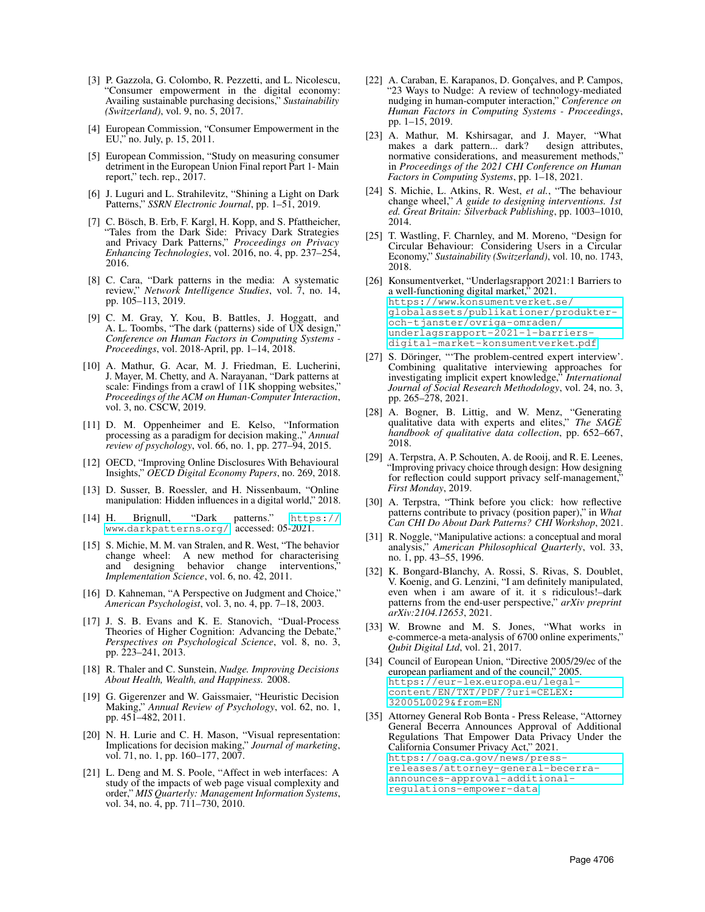[3] P. Gazzola, G. Colombo, R. Pezzetti, and L. Nicolescu, "Consumer empowerment in the digital economy: Availing sustainable purchasing decisions," *Sustainability (Switzerland)*, vol. 9, no. 5, 2017.

[4] European Commission, "Consumer Empowerment in the EU," no. July, p. 15, 2011.

[5] European Commission, "Study on measuring consumer detriment in the European Union Final report Part 1- Main report," tech. rep., 2017.

[6] J. Luguri and L. Strahilevitz, "Shining a Light on Dark Patterns," *SSRN Electronic Journal*, pp. 1–51, 2019.

[7] C. Bösch, B. Erb, F. Kargl, H. Kopp, and S. Pfattheicher, "Tales from the Dark Side: Privacy Dark Strategies and Privacy Dark Patterns," *Proceedings on Privacy Enhancing Technologies*, vol. 2016, no. 4, pp. 237–254, 2016.

[8] C. Cara, "Dark patterns in the media: A systematic review," *Network Intelligence Studies*, vol. 7, no. 14, pp. 105–113, 2019.

[9] C. M. Gray, Y. Kou, B. Battles, J. Hoggatt, and A. L. Toombs, "The dark (patterns) side of UX design," *Conference on Human Factors in Computing Systems - Proceedings*, vol. 2018-April, pp. 1–14, 2018.

[10] A. Mathur, G. Acar, M. J. Friedman, E. Lucherini, J. Mayer, M. Chetty, and A. Narayanan, "Dark patterns at scale: Findings from a crawl of 11K shopping websites," *Proceedings of the ACM on Human-Computer Interaction*, vol. 3, no. CSCW, 2019.

[11] D. M. Oppenheimer and E. Kelso, "Information processing as a paradigm for decision making.," *Annual review of psychology*, vol. 66, no. 1, pp. 277–94, 2015.

[12] OECD, "Improving Online Disclosures With Behavioural Insights," *OECD Digital Economy Papers*, no. 269, 2018.

[13] D. Susser, B. Roessler, and H. Nissenbaum, "Online manipulation: Hidden influences in a digital world," 2018.

[14] H. Brignull, "Dark patterns." https://www.darkpatterns.org/ accessed: 05-2021.

[15] S. Michie, M. M. van Stralen, and R. West, "The behavior change wheel: A new method for characterising and designing behavior change interventions," *Implementation Science*, vol. 6, no. 42, 2011.

[16] D. Kahneman, "A Perspective on Judgment and Choice," *American Psychologist*, vol. 3, no. 4, pp. 7–18, 2003.

[17] J. S. B. Evans and K. E. Stanovich, "Dual-Process Theories of Higher Cognition: Advancing the Debate," *Perspectives on Psychological Science*, vol. 8, no. 3, pp. 223–241, 2013.

[18] R. Thaler and C. Sunstein, *Nudge. Improving Decisions About Health, Wealth, and Happiness.* 2008.

[19] G. Gigerenzer and W. Gaissmaier, "Heuristic Decision Making," *Annual Review of Psychology*, vol. 62, no. 1, pp. 451–482, 2011.

[20] N. H. Lurie and C. H. Mason, "Visual representation: Implications for decision making," *Journal of marketing*, vol. 71, no. 1, pp. 160–177, 2007.

[21] L. Deng and M. S. Poole, "Affect in web interfaces: A study of the impacts of web page visual complexity and order," *MIS Quarterly: Management Information Systems*, vol. 34, no. 4, pp. 711–730, 2010.

[22] A. Caraban, E. Karapanos, D. Gonçalves, and P. Campos, "23 Ways to Nudge: A review of technology-mediated nudging in human-computer interaction," *Conference on Human Factors in Computing Systems - Proceedings*, pp. 1–15, 2019.

[23] A. Mathur, M. Kshirsagar, and J. Mayer, "What makes a dark pattern... dark? design attributes, normative considerations, and measurement methods," in *Proceedings of the 2021 CHI Conference on Human Factors in Computing Systems*, pp. 1–18, 2021.

[24] S. Michie, L. Atkins, R. West, *et al.*, "The behaviour change wheel," *A guide to designing interventions. 1st ed. Great Britain: Silverback Publishing*, pp. 1003–1010, 2014.

[25] T. Wastling, F. Charnley, and M. Moreno, "Design for Circular Behaviour: Considering Users in a Circular Economy," *Sustainability (Switzerland)*, vol. 10, no. 1743, 2018.

[26] Konsumentverket, "Underlagsrapport 2021:1 Barriers to a well-functioning digital market," 2021. https://www.konsumentverket.se/globalassets/publikationer/produkter-och-tjanster/ovriga-omraden/underlagsrapport-2021-1-barriers-digital-market-konsumentverket.pdf

[27] S. Döringer, "'The problem-centred expert interview'. Combining qualitative interviewing approaches for investigating implicit expert knowledge," *International Journal of Social Research Methodology*, vol. 24, no. 3, pp. 265–278, 2021.

[28] A. Bogner, B. Littig, and W. Menz, "Generating qualitative data with experts and elites," *The SAGE handbook of qualitative data collection*, pp. 652–667, 2018.

[29] A. Terpstra, A. P. Schouten, A. de Rooij, and R. E. Leenes, "Improving privacy choice through design: How designing for reflection could support privacy self-management," *First Monday*, 2019.

[30] A. Terpstra, "Think before you click: how reflective patterns contribute to privacy (position paper)," in *What Can CHI Do About Dark Patterns? CHI Workshop*, 2021.

[31] R. Noggle, "Manipulative actions: a conceptual and moral analysis," *American Philosophical Quarterly*, vol. 33, no. 1, pp. 43–55, 1996.

[32] K. Bongard-Blanchy, A. Rossi, S. Rivas, S. Doublet, V. Koenig, and G. Lenzini, "I am definitely manipulated, even when i am aware of it. it s ridiculous!–dark patterns from the end-user perspective," *arXiv preprint arXiv:2104.12653*, 2021.

[33] W. Browne and M. S. Jones, "What works in e-commerce-a meta-analysis of 6700 online experiments," *Qubit Digital Ltd*, vol. 21, 2017.

[34] Council of European Union, "Directive 2005/29/ec of the european parliament and of the council," 2005. https://eur-lex.europa.eu/legal-content/EN/TXT/PDF/?uri=CELEX:32005L0029&from=EN

[35] Attorney General Rob Bonta - Press Release, "Attorney General Becerra Announces Approval of Additional Regulations That Empower Data Privacy Under the California Consumer Privacy Act," 2021. https://oag.ca.gov/news/press-releases/attorney-general-becerra-announces-approval-additional-regulations-empower-data